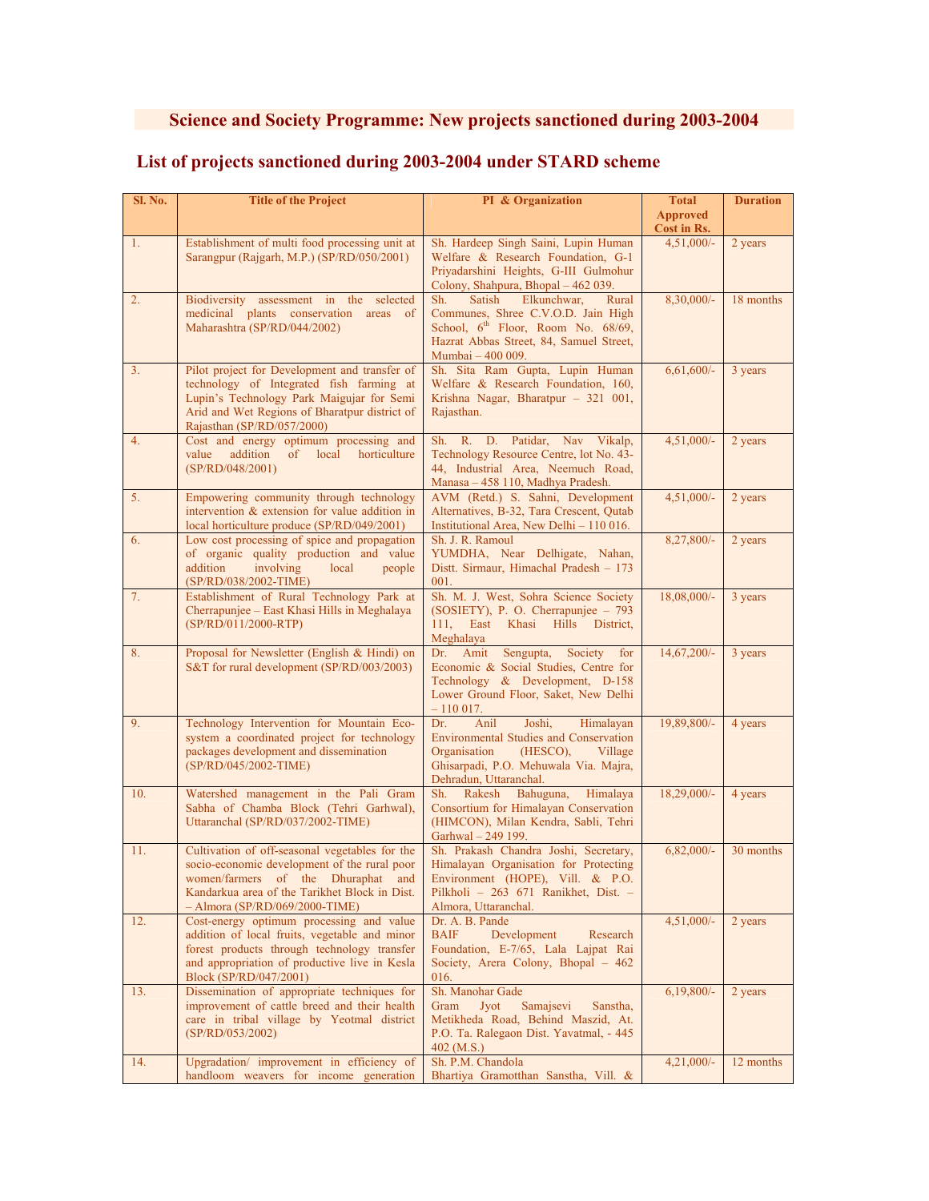# Science and Society Programme: New projects sanctioned during 2003-2004

## List of projects sanctioned during 2003-2004 under STARD scheme

| Sl. No. | Title of the Project | PI & Organization | Total Approved Cost in Rs. | Duration |
|---|---|---|---|---|
| 1. | Establishment of multi food processing unit at Sarangpur (Rajgarh, M.P.) (SP/RD/050/2001) | Sh. Hardeep Singh Saini, Lupin Human Welfare & Research Foundation, G-1 Priyadarshini Heights, G-III Gulmohur Colony, Shahpura, Bhopal – 462 039. | 4,51,000/- | 2 years |
| 2. | Biodiversity assessment in the selected medicinal plants conservation areas of Maharashtra (SP/RD/044/2002) | Sh. Satish Elkunchwar, Rural Communes, Shree C.V.O.D. Jain High School, 6th Floor, Room No. 68/69, Hazrat Abbas Street, 84, Samuel Street, Mumbai – 400 009. | 8,30,000/- | 18 months |
| 3. | Pilot project for Development and transfer of technology of Integrated fish farming at Lupin's Technology Park Maigujar for Semi Arid and Wet Regions of Bharatpur district of Rajasthan (SP/RD/057/2000) | Sh. Sita Ram Gupta, Lupin Human Welfare & Research Foundation, 160, Krishna Nagar, Bharatpur – 321 001, Rajasthan. | 6,61,600/- | 3 years |
| 4. | Cost and energy optimum processing and value addition of local horticulture (SP/RD/048/2001) | Sh. R. D. Patidar, Nav Vikalp, Technology Resource Centre, lot No. 43-44, Industrial Area, Neemuch Road, Manasa – 458 110, Madhya Pradesh. | 4,51,000/- | 2 years |
| 5. | Empowering community through technology intervention & extension for value addition in local horticulture produce (SP/RD/049/2001) | AVM (Retd.) S. Sahni, Development Alternatives, B-32, Tara Crescent, Qutab Institutional Area, New Delhi – 110 016. | 4,51,000/- | 2 years |
| 6. | Low cost processing of spice and propagation of organic quality production and value addition involving local people (SP/RD/038/2002-TIME) | Sh. J. R. Ramoul YUMDHA, Near Delhigate, Nahan, Distt. Sirmaur, Himachal Pradesh – 173 001. | 8,27,800/- | 2 years |
| 7. | Establishment of Rural Technology Park at Cherrapunjee – East Khasi Hills in Meghalaya (SP/RD/011/2000-RTP) | Sh. M. J. West, Sohra Science Society (SOSIETY), P. O. Cherrapunjee – 793 111, East Khasi Hills District, Meghalaya | 18,08,000/- | 3 years |
| 8. | Proposal for Newsletter (English & Hindi) on S&T for rural development (SP/RD/003/2003) | Dr. Amit Sengupta, Society for Economic & Social Studies, Centre for Technology & Development, D-158 Lower Ground Floor, Saket, New Delhi – 110 017. | 14,67,200/- | 3 years |
| 9. | Technology Intervention for Mountain Eco-system a coordinated project for technology packages development and dissemination (SP/RD/045/2002-TIME) | Dr. Anil Joshi, Himalayan Environmental Studies and Conservation Organisation (HESCO), Village Ghisarpadi, P.O. Mehuwala Via. Majra, Dehradun, Uttaranchal. | 19,89,800/- | 4 years |
| 10. | Watershed management in the Pali Gram Sabha of Chamba Block (Tehri Garhwal), Uttaranchal (SP/RD/037/2002-TIME) | Sh. Rakesh Bahuguna, Himalaya Consortium for Himalayan Conservation (HIMCON), Milan Kendra, Sabli, Tehri Garhwal – 249 199. | 18,29,000/- | 4 years |
| 11. | Cultivation of off-seasonal vegetables for the socio-economic development of the rural poor women/farmers of the Dhuraphat and Kandarkua area of the Tarikhet Block in Dist. – Almora (SP/RD/069/2000-TIME) | Sh. Prakash Chandra Joshi, Secretary, Himalayan Organisation for Protecting Environment (HOPE), Vill. & P.O. Pilkholi – 263 671 Ranikhet, Dist. – Almora, Uttaranchal. | 6,82,000/- | 30 months |
| 12. | Cost-energy optimum processing and value addition of local fruits, vegetable and minor forest products through technology transfer and appropriation of productive live in Kesla Block (SP/RD/047/2001) | Dr. A. B. Pande BAIF Development Research Foundation, E-7/65, Lala Lajpat Rai Society, Arera Colony, Bhopal – 462 016. | 4,51,000/- | 2 years |
| 13. | Dissemination of appropriate techniques for improvement of cattle breed and their health care in tribal village by Yeotmal district (SP/RD/053/2002) | Sh. Manohar Gade Gram Jyot Samajsevi Sanstha, Metikheda Road, Behind Maszid, At. P.O. Ta. Ralegaon Dist. Yavatmal, - 445 402 (M.S.) | 6,19,800/- | 2 years |
| 14. | Upgradation/ improvement in efficiency of handloom weavers for income generation | Sh. P.M. Chandola Bhartiya Gramotthan Sanstha, Vill. & | 4,21,000/- | 12 months |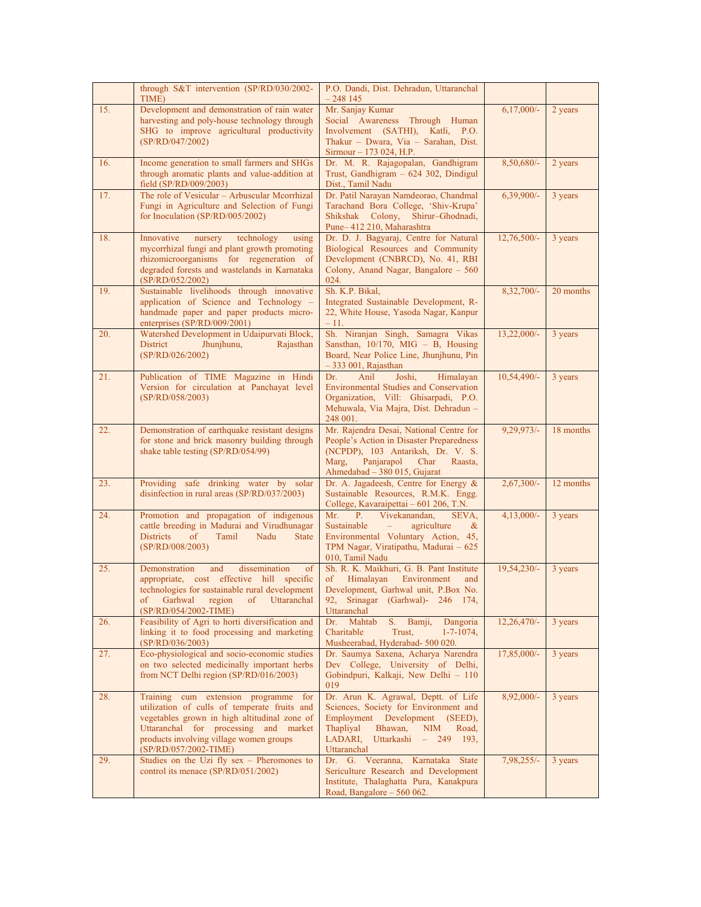| | | | | |
|---|---|---|---|---|
| | through S&T intervention (SP/RD/030/2002-TIME) | P.O. Dandi, Dist. Dehradun, Uttaranchal – 248 145 | | |
| 15. | Development and demonstration of rain water harvesting and poly-house technology through SHG to improve agricultural productivity (SP/RD/047/2002) | Mr. Sanjay Kumar Social Awareness Through Human Involvement (SATHI), Katli, P.O. Thakur – Dwara, Via – Sarahan, Dist. Sirmour – 173 024, H.P. | 6,17,000/- | 2 years |
| 16. | Income generation to small farmers and SHGs through aromatic plants and value-addition at field (SP/RD/009/2003) | Dr. M. R. Rajagopalan, Gandhigram Trust, Gandhigram – 624 302, Dindigul Dist., Tamil Nadu | 8,50,680/- | 2 years |
| 17. | The role of Vesicular – Arbuscular Mcorrhizal Fungi in Agriculture and Selection of Fungi for Inoculation (SP/RD/005/2002) | Dr. Patil Narayan Namdeorao, Chandmal Tarachand Bora College, 'Shiv-Krupa' Shikshak Colony, Shirur–Ghodnadi, Pune– 412 210, Maharashtra | 6,39,900/- | 3 years |
| 18. | Innovative nursery technology using mycorrhizal fungi and plant growth promoting rhizomicroorganisms for regeneration of degraded forests and wastelands in Karnataka (SP/RD/052/2002) | Dr. D. J. Bagyaraj, Centre for Natural Biological Resources and Community Development (CNBRCD), No. 41, RBI Colony, Anand Nagar, Bangalore – 560 024. | 12,76,500/- | 3 years |
| 19. | Sustainable livelihoods through innovative application of Science and Technology – handmade paper and paper products micro-enterprises (SP/RD/009/2001) | Sh. K.P. Bikal, Integrated Sustainable Development, R-22, White House, Yasoda Nagar, Kanpur – 11. | 8,32,700/- | 20 months |
| 20. | Watershed Development in Udaipurvati Block, District Jhunjhunu, Rajasthan (SP/RD/026/2002) | Sh. Niranjan Singh, Samagra Vikas Sansthan, 10/170, MIG – B, Housing Board, Near Police Line, Jhunjhunu, Pin – 333 001, Rajasthan | 13,22,000/- | 3 years |
| 21. | Publication of TIME Magazine in Hindi Version for circulation at Panchayat level (SP/RD/058/2003) | Dr. Anil Joshi, Himalayan Environmental Studies and Conservation Organization, Vill: Ghisarpadi, P.O. Mehuwala, Via Majra, Dist. Dehradun – 248 001. | 10,54,490/- | 3 years |
| 22. | Demonstration of earthquake resistant designs for stone and brick masonry building through shake table testing (SP/RD/054/99) | Mr. Rajendra Desai, National Centre for People's Action in Disaster Preparedness (NCPDP), 103 Antariksh, Dr. V. S. Marg, Panjarapol Char Raasta, Ahmedabad – 380 015, Gujarat | 9,29,973/- | 18 months |
| 23. | Providing safe drinking water by solar disinfection in rural areas (SP/RD/037/2003) | Dr. A. Jagadeesh, Centre for Energy & Sustainable Resources, R.M.K. Engg. College, Kavaraipettai – 601 206, T.N. | 2,67,300/- | 12 months |
| 24. | Promotion and propagation of indigenous cattle breeding in Madurai and Virudhunagar Districts of Tamil Nadu State (SP/RD/008/2003) | Mr. P. Vivekanandan, SEVA, Sustainable – agriculture & Environmental Voluntary Action, 45, TPM Nagar, Viratipathu, Madurai – 625 010, Tamil Nadu | 4,13,000/- | 3 years |
| 25. | Demonstration and dissemination of appropriate, cost effective hill specific technologies for sustainable rural development of Garhwal region of Uttaranchal (SP/RD/054/2002-TIME) | Sh. R. K. Maikhuri, G. B. Pant Institute of Himalayan Environment and Development, Garhwal unit, P.Box No. 92, Srinagar (Garhwal)- 246 174, Uttaranchal | 19,54,230/- | 3 years |
| 26. | Feasibility of Agri to horti diversification and linking it to food processing and marketing (SP/RD/036/2003) | Dr. Mahtab S. Bamji, Dangoria Charitable Trust, 1-7-1074, Musheerabad, Hyderabad- 500 020. | 12,26,470/- | 3 years |
| 27. | Eco-physiological and socio-economic studies on two selected medicinally important herbs from NCT Delhi region (SP/RD/016/2003) | Dr. Saumya Saxena, Acharya Narendra Dev College, University of Delhi, Gobindpuri, Kalkaji, New Delhi – 110 019 | 17,85,000/- | 3 years |
| 28. | Training cum extension programme for utilization of culls of temperate fruits and vegetables grown in high altitudinal zone of Uttaranchal for processing and market products involving village women groups (SP/RD/057/2002-TIME) | Dr. Arun K. Agrawal, Deptt. of Life Sciences, Society for Environment and Employment Development (SEED), Thapliyal Bhawan, NIM Road, LADARI, Uttarkashi – 249 193, Uttaranchal | 8,92,000/- | 3 years |
| 29. | Studies on the Uzi fly sex – Pheromones to control its menace (SP/RD/051/2002) | Dr. G. Veeranna, Karnataka State Sericulture Research and Development Institute, Thalaghatta Pura, Kanakpura Road, Bangalore – 560 062. | 7,98,255/- | 3 years |